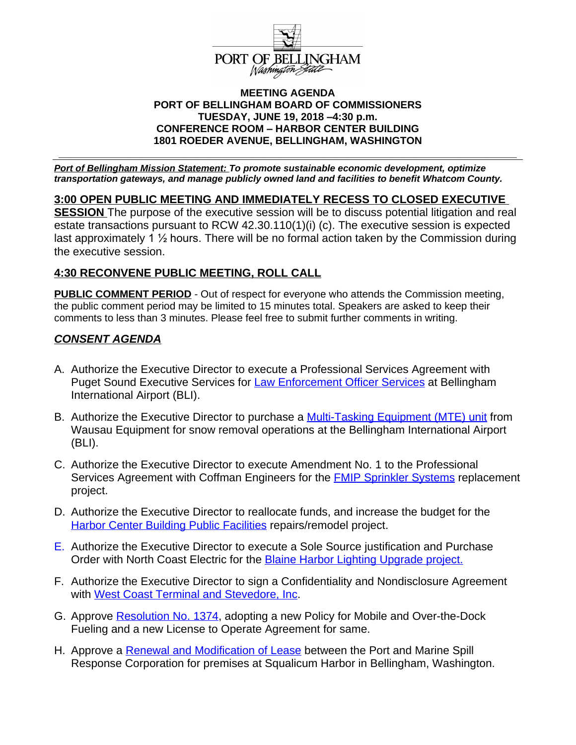PORT OF BELLINGHAM
*Washington State*

**MEETING AGENDA**
**PORT OF BELLINGHAM BOARD OF COMMISSIONERS**
**TUESDAY, JUNE 19, 2018 –4:30 p.m.**
**CONFERENCE ROOM – HARBOR CENTER BUILDING**
**1801 ROEDER AVENUE, BELLINGHAM, WASHINGTON**

---

***Port of Bellingham Mission Statement:* To promote sustainable economic development, optimize transportation gateways, and manage publicly owned land and facilities to benefit Whatcom County.**

**3:00 OPEN PUBLIC MEETING AND IMMEDIATELY RECESS TO CLOSED EXECUTIVE SESSION** The purpose of the executive session will be to discuss potential litigation and real estate transactions pursuant to RCW 42.30.110(1)(i) (c). The executive session is expected last approximately 1 ½ hours. There will be no formal action taken by the Commission during the executive session.

**4:30 RECONVENE PUBLIC MEETING, ROLL CALL**

**PUBLIC COMMENT PERIOD** - Out of respect for everyone who attends the Commission meeting, the public comment period may be limited to 15 minutes total. Speakers are asked to keep their comments to less than 3 minutes. Please feel free to submit further comments in writing.

***CONSENT AGENDA***

A. Authorize the Executive Director to execute a Professional Services Agreement with Puget Sound Executive Services for Law Enforcement Officer Services at Bellingham International Airport (BLI).

B. Authorize the Executive Director to purchase a Multi-Tasking Equipment (MTE) unit from Wausau Equipment for snow removal operations at the Bellingham International Airport (BLI).

C. Authorize the Executive Director to execute Amendment No. 1 to the Professional Services Agreement with Coffman Engineers for the FMIP Sprinkler Systems replacement project.

D. Authorize the Executive Director to reallocate funds, and increase the budget for the Harbor Center Building Public Facilities repairs/remodel project.

E. Authorize the Executive Director to execute a Sole Source justification and Purchase Order with North Coast Electric for the Blaine Harbor Lighting Upgrade project.

F. Authorize the Executive Director to sign a Confidentiality and Nondisclosure Agreement with West Coast Terminal and Stevedore, Inc.

G. Approve Resolution No. 1374, adopting a new Policy for Mobile and Over-the-Dock Fueling and a new License to Operate Agreement for same.

H. Approve a Renewal and Modification of Lease between the Port and Marine Spill Response Corporation for premises at Squalicum Harbor in Bellingham, Washington.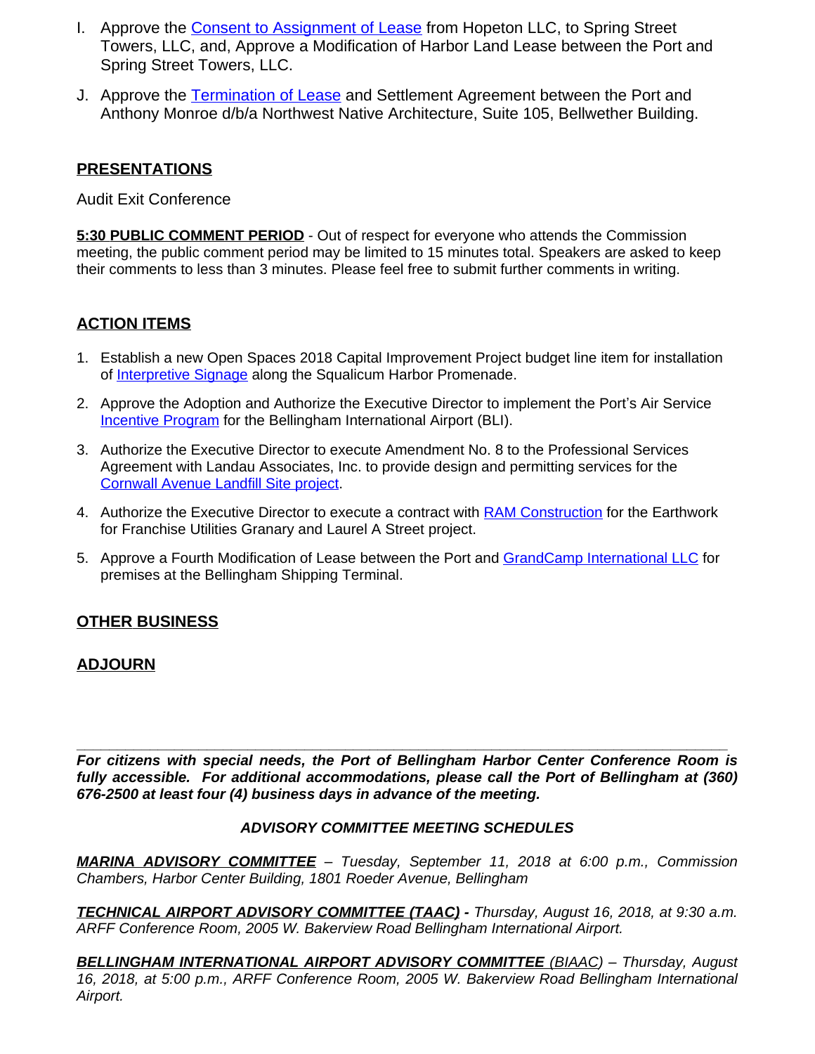I. Approve the Consent to Assignment of Lease from Hopeton LLC, to Spring Street Towers, LLC, and, Approve a Modification of Harbor Land Lease between the Port and Spring Street Towers, LLC.

J. Approve the Termination of Lease and Settlement Agreement between the Port and Anthony Monroe d/b/a Northwest Native Architecture, Suite 105, Bellwether Building.

## PRESENTATIONS

Audit Exit Conference

**5:30 PUBLIC COMMENT PERIOD** - Out of respect for everyone who attends the Commission meeting, the public comment period may be limited to 15 minutes total. Speakers are asked to keep their comments to less than 3 minutes. Please feel free to submit further comments in writing.

## ACTION ITEMS

1. Establish a new Open Spaces 2018 Capital Improvement Project budget line item for installation of Interpretive Signage along the Squalicum Harbor Promenade.
2. Approve the Adoption and Authorize the Executive Director to implement the Port's Air Service Incentive Program for the Bellingham International Airport (BLI).
3. Authorize the Executive Director to execute Amendment No. 8 to the Professional Services Agreement with Landau Associates, Inc. to provide design and permitting services for the Cornwall Avenue Landfill Site project.
4. Authorize the Executive Director to execute a contract with RAM Construction for the Earthwork for Franchise Utilities Granary and Laurel A Street project.
5. Approve a Fourth Modification of Lease between the Port and GrandCamp International LLC for premises at the Bellingham Shipping Terminal.

## OTHER BUSINESS

## ADJOURN

---

***For citizens with special needs, the Port of Bellingham Harbor Center Conference Room is fully accessible. For additional accommodations, please call the Port of Bellingham at (360) 676-2500 at least four (4) business days in advance of the meeting.***

***ADVISORY COMMITTEE MEETING SCHEDULES***

***MARINA ADVISORY COMMITTEE*** *– Tuesday, September 11, 2018 at 6:00 p.m., Commission Chambers, Harbor Center Building, 1801 Roeder Avenue, Bellingham*

***TECHNICAL AIRPORT ADVISORY COMMITTEE (TAAC) -*** *Thursday, August 16, 2018, at 9:30 a.m. ARFF Conference Room, 2005 W. Bakerview Road Bellingham International Airport.*

***BELLINGHAM INTERNATIONAL AIRPORT ADVISORY COMMITTEE*** *(BIAAC) – Thursday, August 16, 2018, at 5:00 p.m., ARFF Conference Room, 2005 W. Bakerview Road Bellingham International Airport.*